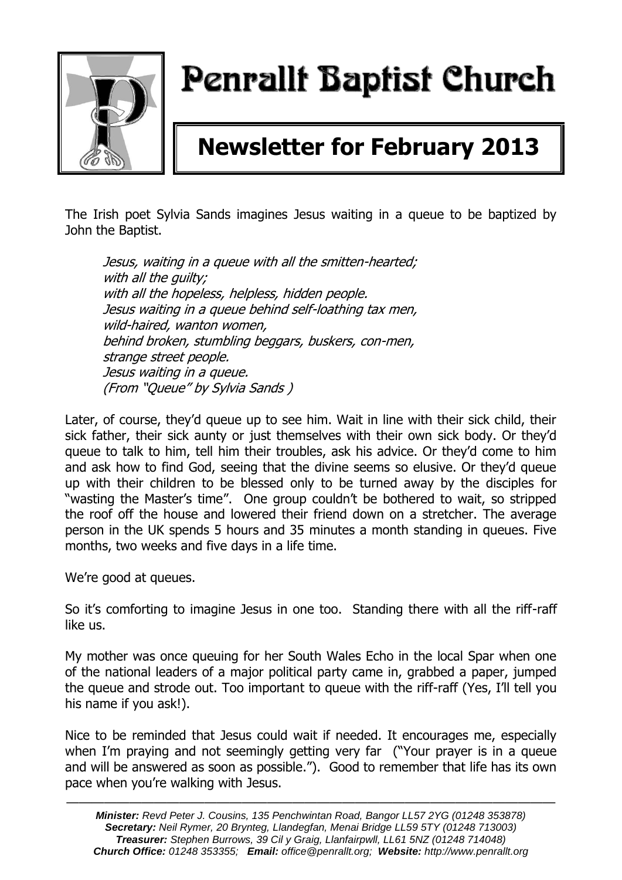# Penrallt Baptist Church

## Newsletter for February 2013

The Irish poet Sylvia Sands imagines Jesus waiting in a queue to be baptized by John the Baptist.

> *Jesus, waiting in a queue with all the smitten-hearted;*
> *with all the guilty;*
> *with all the hopeless, helpless, hidden people.*
> *Jesus waiting in a queue behind self-loathing tax men,*
> *wild-haired, wanton women,*
> *behind broken, stumbling beggars, buskers, con-men,*
> *strange street people.*
> *Jesus waiting in a queue.*
> *(From "Queue" by Sylvia Sands )*

Later, of course, they'd queue up to see him. Wait in line with their sick child, their sick father, their sick aunty or just themselves with their own sick body. Or they'd queue to talk to him, tell him their troubles, ask his advice. Or they'd come to him and ask how to find God, seeing that the divine seems so elusive. Or they'd queue up with their children to be blessed only to be turned away by the disciples for "wasting the Master's time". One group couldn't be bothered to wait, so stripped the roof off the house and lowered their friend down on a stretcher. The average person in the UK spends 5 hours and 35 minutes a month standing in queues. Five months, two weeks and five days in a life time.

We're good at queues.

So it's comforting to imagine Jesus in one too. Standing there with all the riff-raff like us.

My mother was once queuing for her South Wales Echo in the local Spar when one of the national leaders of a major political party came in, grabbed a paper, jumped the queue and strode out. Too important to queue with the riff-raff (Yes, I'll tell you his name if you ask!).

Nice to be reminded that Jesus could wait if needed. It encourages me, especially when I'm praying and not seemingly getting very far ("Your prayer is in a queue and will be answered as soon as possible."). Good to remember that life has its own pace when you're walking with Jesus.

---

***Minister:*** *Revd Peter J. Cousins, 135 Penchwintan Road, Bangor LL57 2YG (01248 353878)*
***Secretary:*** *Neil Rymer, 20 Brynteg, Llandegfan, Menai Bridge LL59 5TY (01248 713003)*
***Treasurer:*** *Stephen Burrows, 39 Cil y Graig, Llanfairpwll, LL61 5NZ (01248 714048)*
***Church Office:*** *01248 353355;* ***Email:*** *office@penrallt.org;* ***Website:*** *http://www.penrallt.org*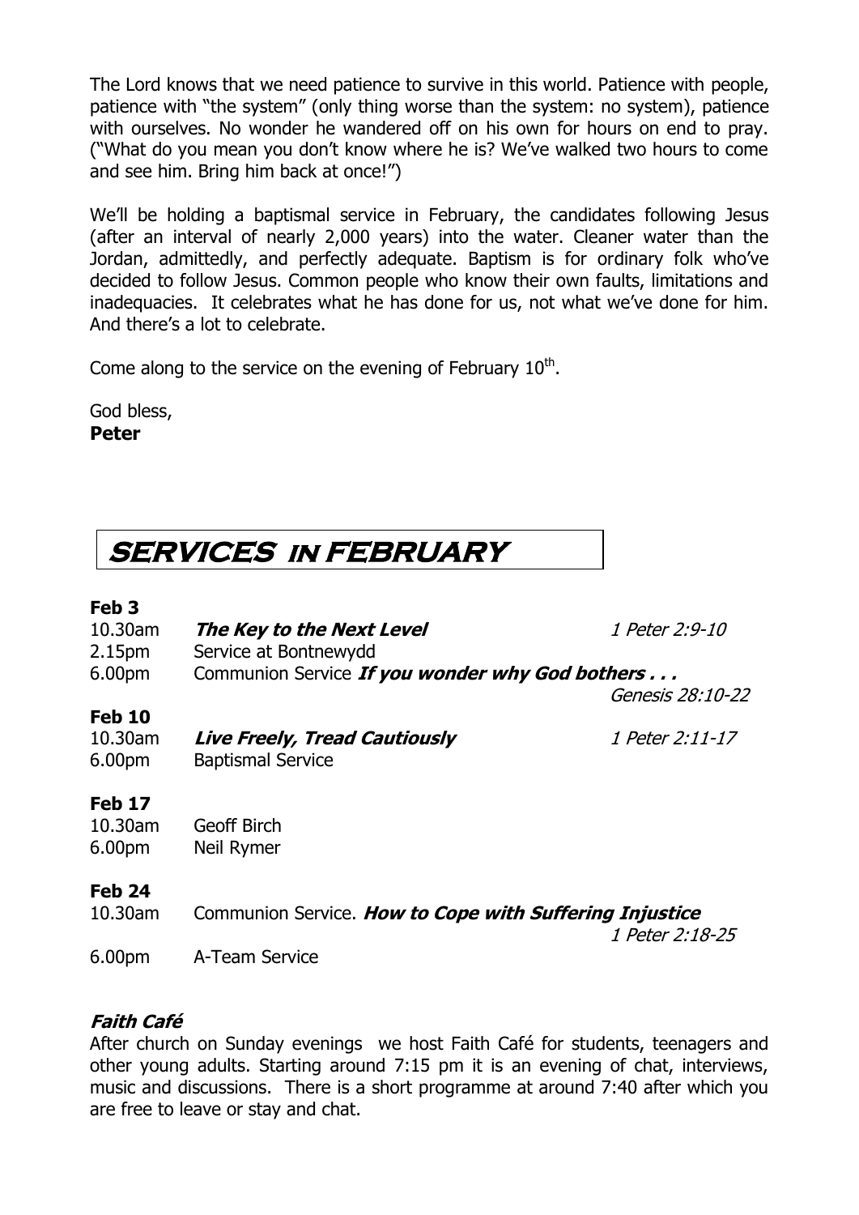The Lord knows that we need patience to survive in this world. Patience with people, patience with "the system" (only thing worse than the system: no system), patience with ourselves. No wonder he wandered off on his own for hours on end to pray. ("What do you mean you don't know where he is? We've walked two hours to come and see him. Bring him back at once!")

We'll be holding a baptismal service in February, the candidates following Jesus (after an interval of nearly 2,000 years) into the water. Cleaner water than the Jordan, admittedly, and perfectly adequate. Baptism is for ordinary folk who've decided to follow Jesus. Common people who know their own faults, limitations and inadequacies. It celebrates what he has done for us, not what we've done for him. And there's a lot to celebrate.

Come along to the service on the evening of February 10th.

God bless,
**Peter**

# SERVICES in FEBRUARY

**Feb 3**

| | | |
|---|---|---|
| 10.30am | ***The Key to the Next Level*** | *1 Peter 2:9-10* |
| 2.15pm | Service at Bontnewydd | |
| 6.00pm | Communion Service ***If you wonder why God bothers . . .*** | *Genesis 28:10-22* |

**Feb 10**

| | | |
|---|---|---|
| 10.30am | ***Live Freely, Tread Cautiously*** | *1 Peter 2:11-17* |
| 6.00pm | Baptismal Service | |

**Feb 17**

| | |
|---|---|
| 10.30am | Geoff Birch |
| 6.00pm | Neil Rymer |

**Feb 24**

| | | |
|---|---|---|
| 10.30am | Communion Service. ***How to Cope with Suffering Injustice*** | *1 Peter 2:18-25* |
| 6.00pm | A-Team Service | |

### *Faith Café*

After church on Sunday evenings we host Faith Café for students, teenagers and other young adults. Starting around 7:15 pm it is an evening of chat, interviews, music and discussions. There is a short programme at around 7:40 after which you are free to leave or stay and chat.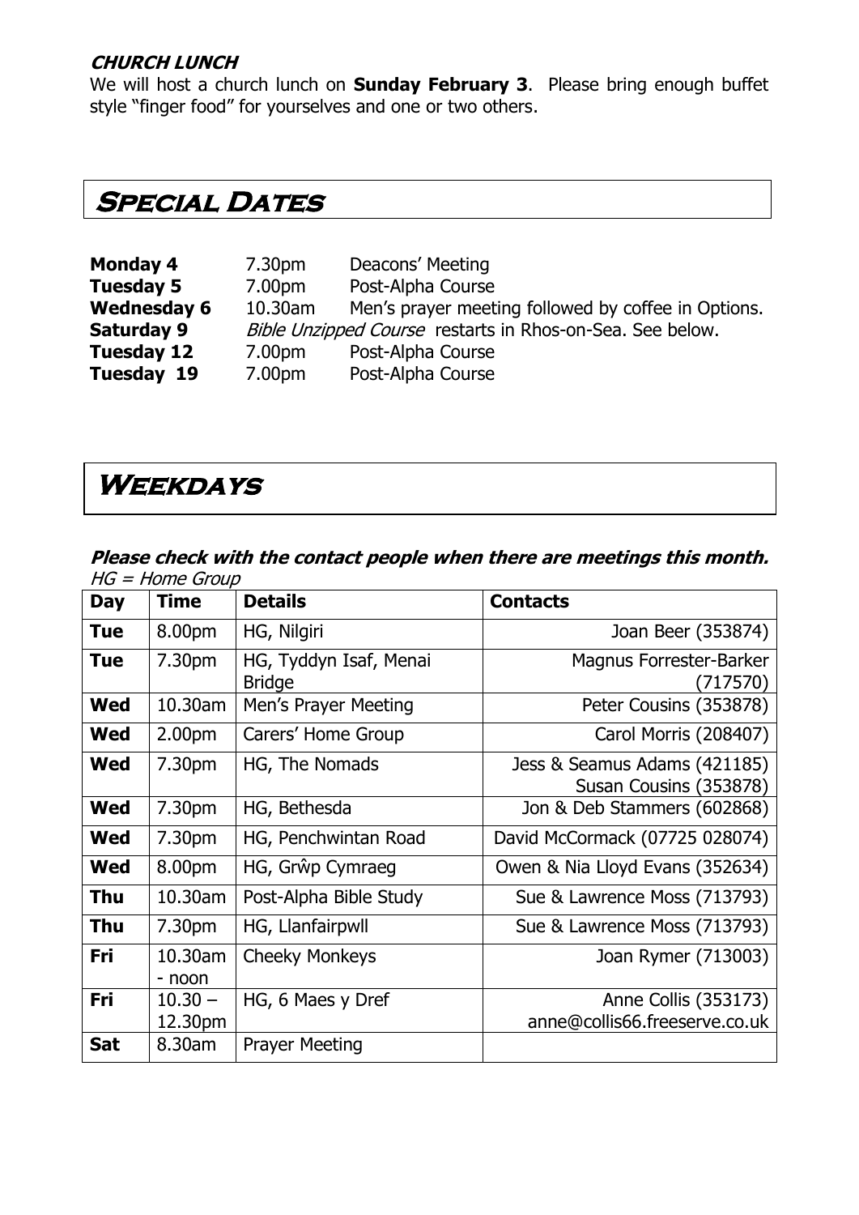### CHURCH LUNCH

We will host a church lunch on **Sunday February 3**. Please bring enough buffet style "finger food" for yourselves and one or two others.

## Special Dates

| | | |
|---|---|---|
| **Monday 4** | 7.30pm | Deacons' Meeting |
| **Tuesday 5** | 7.00pm | Post-Alpha Course |
| **Wednesday 6** | 10.30am | Men's prayer meeting followed by coffee in Options. |
| **Saturday 9** | *Bible Unzipped Course* restarts in Rhos-on-Sea. See below. | |
| **Tuesday 12** | 7.00pm | Post-Alpha Course |
| **Tuesday 19** | 7.00pm | Post-Alpha Course |

## Weekdays

***Please check with the contact people when there are meetings this month.***

*HG = Home Group*

| Day | Time | Details | Contacts |
|---|---|---|---|
| **Tue** | 8.00pm | HG, Nilgiri | Joan Beer (353874) |
| **Tue** | 7.30pm | HG, Tyddyn Isaf, Menai Bridge | Magnus Forrester-Barker (717570) |
| **Wed** | 10.30am | Men's Prayer Meeting | Peter Cousins (353878) |
| **Wed** | 2.00pm | Carers' Home Group | Carol Morris (208407) |
| **Wed** | 7.30pm | HG, The Nomads | Jess & Seamus Adams (421185) Susan Cousins (353878) |
| **Wed** | 7.30pm | HG, Bethesda | Jon & Deb Stammers (602868) |
| **Wed** | 7.30pm | HG, Penchwintan Road | David McCormack (07725 028074) |
| **Wed** | 8.00pm | HG, Grŵp Cymraeg | Owen & Nia Lloyd Evans (352634) |
| **Thu** | 10.30am | Post-Alpha Bible Study | Sue & Lawrence Moss (713793) |
| **Thu** | 7.30pm | HG, Llanfairpwll | Sue & Lawrence Moss (713793) |
| **Fri** | 10.30am - noon | Cheeky Monkeys | Joan Rymer (713003) |
| **Fri** | 10.30 – 12.30pm | HG, 6 Maes y Dref | Anne Collis (353173) anne@collis66.freeserve.co.uk |
| **Sat** | 8.30am | Prayer Meeting | |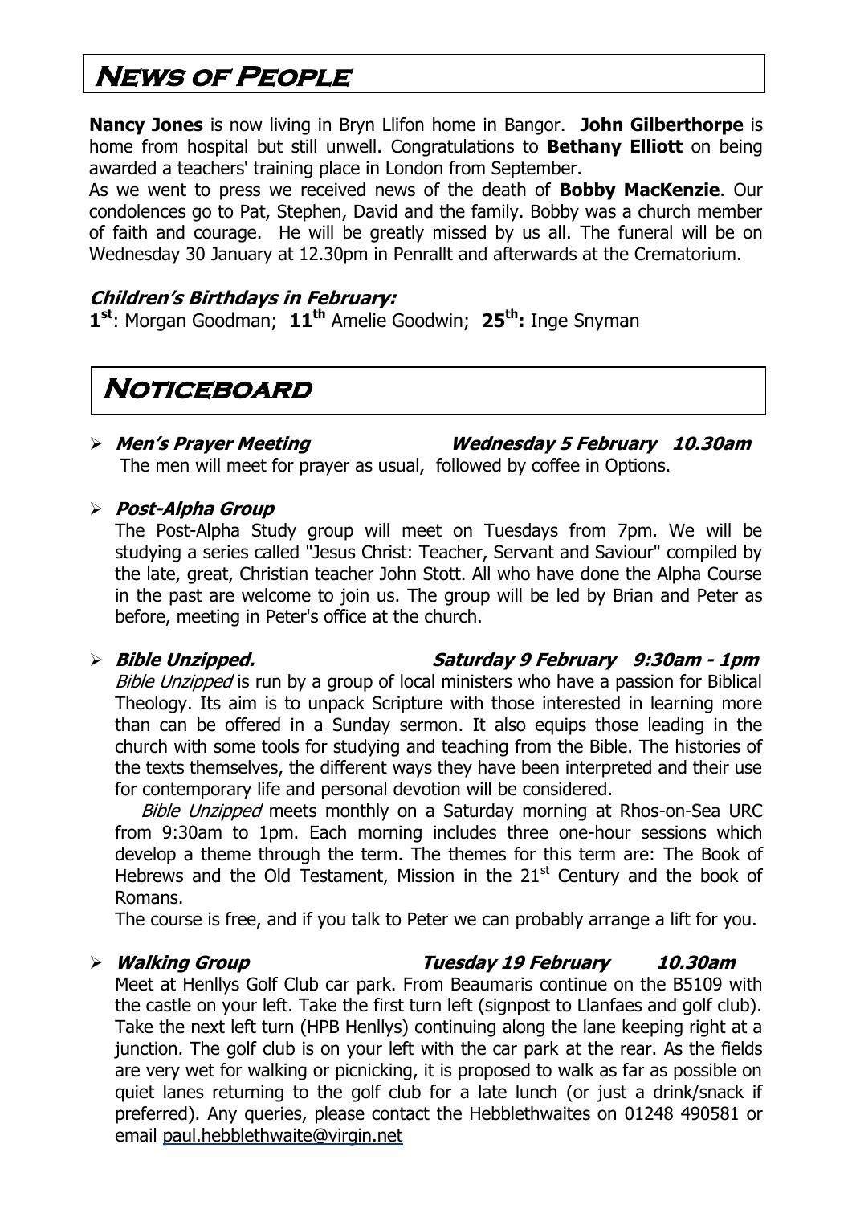# News of People

**Nancy Jones** is now living in Bryn Llifon home in Bangor. **John Gilberthorpe** is home from hospital but still unwell. Congratulations to **Bethany Elliott** on being awarded a teachers' training place in London from September.

As we went to press we received news of the death of **Bobby MacKenzie**. Our condolences go to Pat, Stephen, David and the family. Bobby was a church member of faith and courage. He will be greatly missed by us all. The funeral will be on Wednesday 30 January at 12.30pm in Penrallt and afterwards at the Crematorium.

### *Children's Birthdays in February:*

**1st**: Morgan Goodman; **11th** Amelie Goodwin; **25th:** Inge Snyman

# Noticeboard

- ***Men's Prayer Meeting*** ***Wednesday 5 February 10.30am***

  The men will meet for prayer as usual, followed by coffee in Options.

- ***Post-Alpha Group***

  The Post-Alpha Study group will meet on Tuesdays from 7pm. We will be studying a series called "Jesus Christ: Teacher, Servant and Saviour" compiled by the late, great, Christian teacher John Stott. All who have done the Alpha Course in the past are welcome to join us. The group will be led by Brian and Peter as before, meeting in Peter's office at the church.

- ***Bible Unzipped.*** ***Saturday 9 February 9:30am - 1pm***

  *Bible Unzipped* is run by a group of local ministers who have a passion for Biblical Theology. Its aim is to unpack Scripture with those interested in learning more than can be offered in a Sunday sermon. It also equips those leading in the church with some tools for studying and teaching from the Bible. The histories of the texts themselves, the different ways they have been interpreted and their use for contemporary life and personal devotion will be considered.

  *Bible Unzipped* meets monthly on a Saturday morning at Rhos-on-Sea URC from 9:30am to 1pm. Each morning includes three one-hour sessions which develop a theme through the term. The themes for this term are: The Book of Hebrews and the Old Testament, Mission in the 21st Century and the book of Romans.

  The course is free, and if you talk to Peter we can probably arrange a lift for you.

- ***Walking Group*** ***Tuesday 19 February 10.30am***

  Meet at Henllys Golf Club car park. From Beaumaris continue on the B5109 with the castle on your left. Take the first turn left (signpost to Llanfaes and golf club). Take the next left turn (HPB Henllys) continuing along the lane keeping right at a junction. The golf club is on your left with the car park at the rear. As the fields are very wet for walking or picnicking, it is proposed to walk as far as possible on quiet lanes returning to the golf club for a late lunch (or just a drink/snack if preferred). Any queries, please contact the Hebblethwaites on 01248 490581 or email paul.hebblethwaite@virgin.net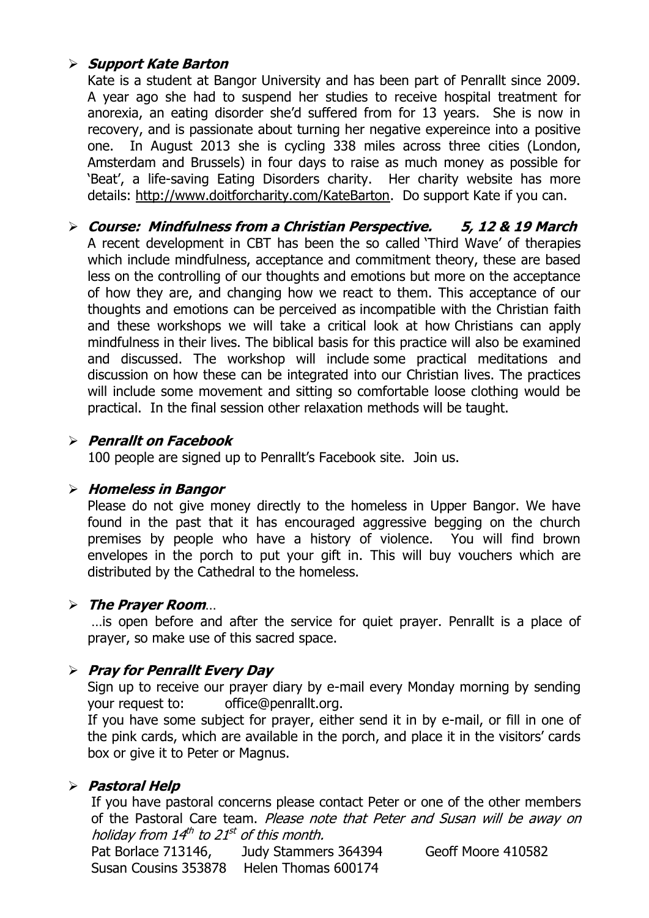- ***Support Kate Barton***

  Kate is a student at Bangor University and has been part of Penrallt since 2009. A year ago she had to suspend her studies to receive hospital treatment for anorexia, an eating disorder she'd suffered from for 13 years. She is now in recovery, and is passionate about turning her negative expereince into a positive one. In August 2013 she is cycling 338 miles across three cities (London, Amsterdam and Brussels) in four days to raise as much money as possible for 'Beat', a life-saving Eating Disorders charity. Her charity website has more details: http://www.doitforcharity.com/KateBarton. Do support Kate if you can.

- ***Course: Mindfulness from a Christian Perspective. 5, 12 & 19 March***

  A recent development in CBT has been the so called 'Third Wave' of therapies which include mindfulness, acceptance and commitment theory, these are based less on the controlling of our thoughts and emotions but more on the acceptance of how they are, and changing how we react to them. This acceptance of our thoughts and emotions can be perceived as incompatible with the Christian faith and these workshops we will take a critical look at how Christians can apply mindfulness in their lives. The biblical basis for this practice will also be examined and discussed. The workshop will include some practical meditations and discussion on how these can be integrated into our Christian lives. The practices will include some movement and sitting so comfortable loose clothing would be practical. In the final session other relaxation methods will be taught.

- ***Penrallt on Facebook***

  100 people are signed up to Penrallt's Facebook site. Join us.

- ***Homeless in Bangor***

  Please do not give money directly to the homeless in Upper Bangor. We have found in the past that it has encouraged aggressive begging on the church premises by people who have a history of violence. You will find brown envelopes in the porch to put your gift in. This will buy vouchers which are distributed by the Cathedral to the homeless.

- ***The Prayer Room****…*

  …is open before and after the service for quiet prayer. Penrallt is a place of prayer, so make use of this sacred space.

- ***Pray for Penrallt Every Day***

  Sign up to receive our prayer diary by e-mail every Monday morning by sending your request to: office@penrallt.org.

  If you have some subject for prayer, either send it in by e-mail, or fill in one of the pink cards, which are available in the porch, and place it in the visitors' cards box or give it to Peter or Magnus.

- ***Pastoral Help***

  If you have pastoral concerns please contact Peter or one of the other members of the Pastoral Care team. *Please note that Peter and Susan will be away on holiday from 14th to 21st of this month.*

  Pat Borlace 713146, Judy Stammers 364394 Geoff Moore 410582
  Susan Cousins 353878 Helen Thomas 600174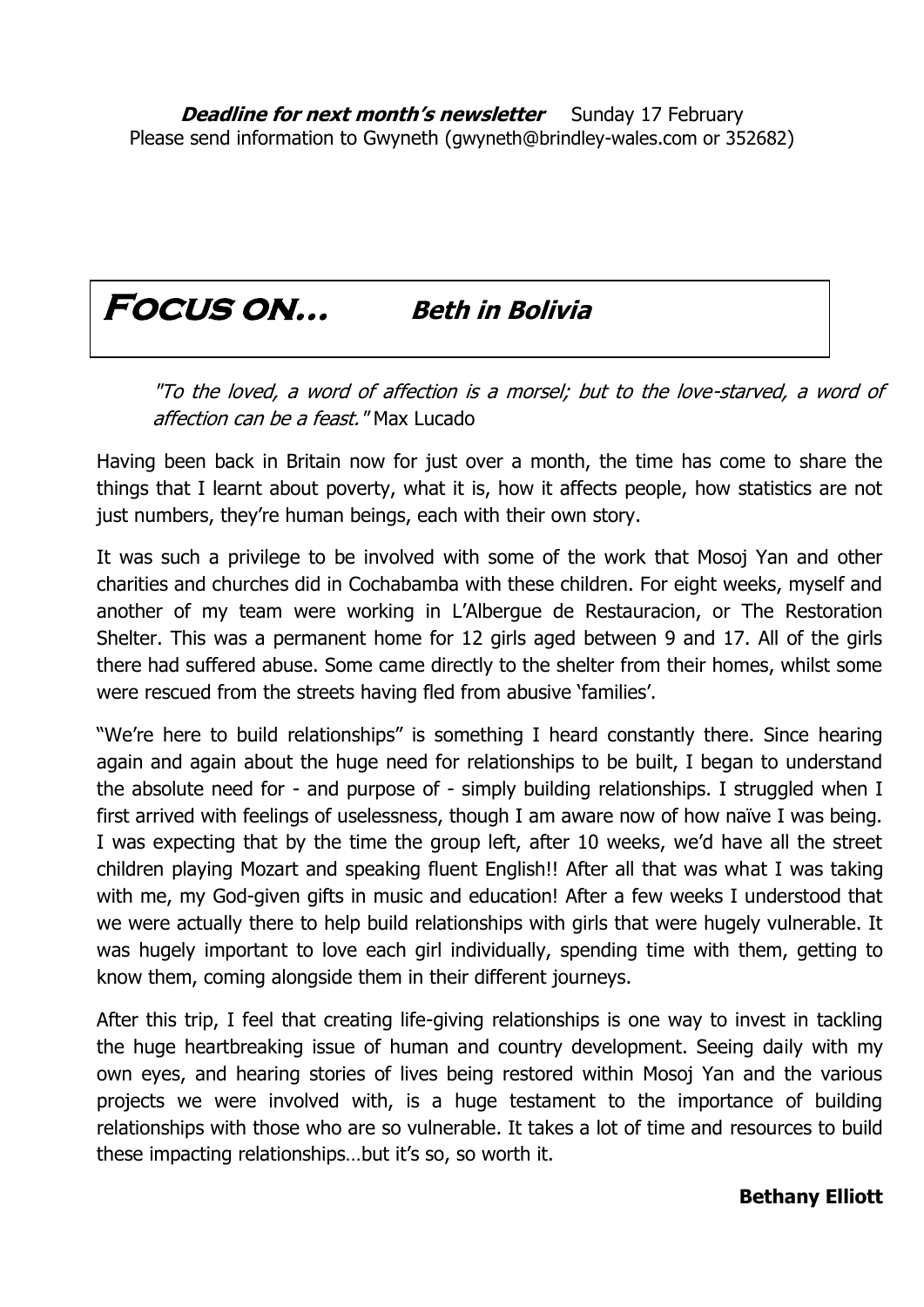***Deadline for next month's newsletter*** Sunday 17 February
Please send information to Gwyneth (gwyneth@brindley-wales.com or 352682)

## **FOCUS ON…** ***Beth in Bolivia***

*"To the loved, a word of affection is a morsel; but to the love-starved, a word of affection can be a feast."* Max Lucado

Having been back in Britain now for just over a month, the time has come to share the things that I learnt about poverty, what it is, how it affects people, how statistics are not just numbers, they're human beings, each with their own story.

It was such a privilege to be involved with some of the work that Mosoj Yan and other charities and churches did in Cochabamba with these children. For eight weeks, myself and another of my team were working in L'Albergue de Restauracion, or The Restoration Shelter. This was a permanent home for 12 girls aged between 9 and 17. All of the girls there had suffered abuse. Some came directly to the shelter from their homes, whilst some were rescued from the streets having fled from abusive 'families'.

"We're here to build relationships" is something I heard constantly there. Since hearing again and again about the huge need for relationships to be built, I began to understand the absolute need for - and purpose of - simply building relationships. I struggled when I first arrived with feelings of uselessness, though I am aware now of how naïve I was being. I was expecting that by the time the group left, after 10 weeks, we'd have all the street children playing Mozart and speaking fluent English!! After all that was what I was taking with me, my God-given gifts in music and education! After a few weeks I understood that we were actually there to help build relationships with girls that were hugely vulnerable. It was hugely important to love each girl individually, spending time with them, getting to know them, coming alongside them in their different journeys.

After this trip, I feel that creating life-giving relationships is one way to invest in tackling the huge heartbreaking issue of human and country development. Seeing daily with my own eyes, and hearing stories of lives being restored within Mosoj Yan and the various projects we were involved with, is a huge testament to the importance of building relationships with those who are so vulnerable. It takes a lot of time and resources to build these impacting relationships…but it's so, so worth it.

**Bethany Elliott**